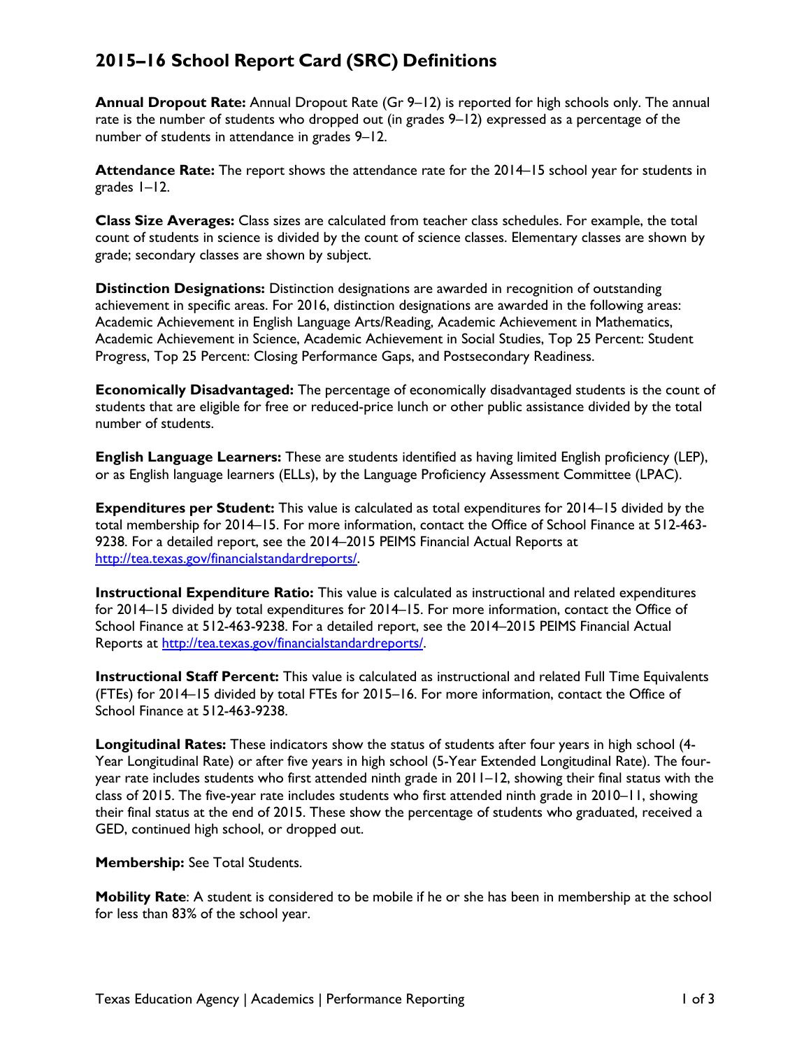# 2015–16 School Report Card (SRC) Definitions

**Annual Dropout Rate:** Annual Dropout Rate (Gr 9–12) is reported for high schools only. The annual rate is the number of students who dropped out (in grades 9–12) expressed as a percentage of the number of students in attendance in grades 9–12.

**Attendance Rate:** The report shows the attendance rate for the 2014–15 school year for students in grades 1–12.

**Class Size Averages:** Class sizes are calculated from teacher class schedules. For example, the total count of students in science is divided by the count of science classes. Elementary classes are shown by grade; secondary classes are shown by subject.

**Distinction Designations:** Distinction designations are awarded in recognition of outstanding achievement in specific areas. For 2016, distinction designations are awarded in the following areas: Academic Achievement in English Language Arts/Reading, Academic Achievement in Mathematics, Academic Achievement in Science, Academic Achievement in Social Studies, Top 25 Percent: Student Progress, Top 25 Percent: Closing Performance Gaps, and Postsecondary Readiness.

**Economically Disadvantaged:** The percentage of economically disadvantaged students is the count of students that are eligible for free or reduced-price lunch or other public assistance divided by the total number of students.

**English Language Learners:** These are students identified as having limited English proficiency (LEP), or as English language learners (ELLs), by the Language Proficiency Assessment Committee (LPAC).

**Expenditures per Student:** This value is calculated as total expenditures for 2014–15 divided by the total membership for 2014–15. For more information, contact the Office of School Finance at 512-463-9238. For a detailed report, see the 2014–2015 PEIMS Financial Actual Reports at http://tea.texas.gov/financialstandardreports/.

**Instructional Expenditure Ratio:** This value is calculated as instructional and related expenditures for 2014–15 divided by total expenditures for 2014–15. For more information, contact the Office of School Finance at 512-463-9238. For a detailed report, see the 2014–2015 PEIMS Financial Actual Reports at http://tea.texas.gov/financialstandardreports/.

**Instructional Staff Percent:** This value is calculated as instructional and related Full Time Equivalents (FTEs) for 2014–15 divided by total FTEs for 2015–16. For more information, contact the Office of School Finance at 512-463-9238.

**Longitudinal Rates:** These indicators show the status of students after four years in high school (4-Year Longitudinal Rate) or after five years in high school (5-Year Extended Longitudinal Rate). The four-year rate includes students who first attended ninth grade in 2011–12, showing their final status with the class of 2015. The five-year rate includes students who first attended ninth grade in 2010–11, showing their final status at the end of 2015. These show the percentage of students who graduated, received a GED, continued high school, or dropped out.

**Membership:** See Total Students.

**Mobility Rate**: A student is considered to be mobile if he or she has been in membership at the school for less than 83% of the school year.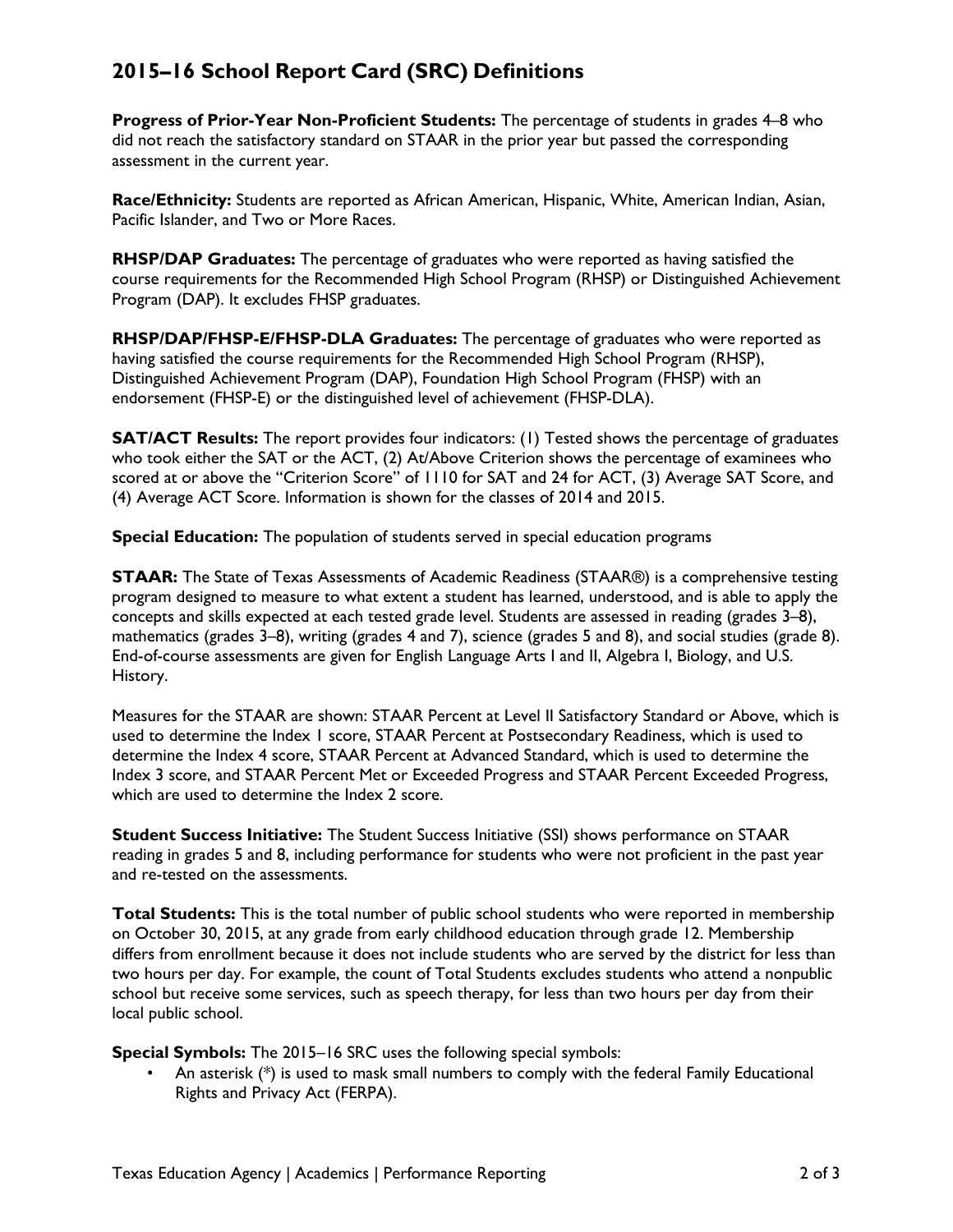## 2015–16 School Report Card (SRC) Definitions

**Progress of Prior-Year Non-Proficient Students:** The percentage of students in grades 4–8 who did not reach the satisfactory standard on STAAR in the prior year but passed the corresponding assessment in the current year.

**Race/Ethnicity:** Students are reported as African American, Hispanic, White, American Indian, Asian, Pacific Islander, and Two or More Races.

**RHSP/DAP Graduates:** The percentage of graduates who were reported as having satisfied the course requirements for the Recommended High School Program (RHSP) or Distinguished Achievement Program (DAP). It excludes FHSP graduates.

**RHSP/DAP/FHSP-E/FHSP-DLA Graduates:** The percentage of graduates who were reported as having satisfied the course requirements for the Recommended High School Program (RHSP), Distinguished Achievement Program (DAP), Foundation High School Program (FHSP) with an endorsement (FHSP-E) or the distinguished level of achievement (FHSP-DLA).

**SAT/ACT Results:** The report provides four indicators: (1) Tested shows the percentage of graduates who took either the SAT or the ACT, (2) At/Above Criterion shows the percentage of examinees who scored at or above the "Criterion Score" of 1110 for SAT and 24 for ACT, (3) Average SAT Score, and (4) Average ACT Score. Information is shown for the classes of 2014 and 2015.

**Special Education:** The population of students served in special education programs

**STAAR:** The State of Texas Assessments of Academic Readiness (STAAR®) is a comprehensive testing program designed to measure to what extent a student has learned, understood, and is able to apply the concepts and skills expected at each tested grade level. Students are assessed in reading (grades 3–8), mathematics (grades 3–8), writing (grades 4 and 7), science (grades 5 and 8), and social studies (grade 8). End-of-course assessments are given for English Language Arts I and II, Algebra I, Biology, and U.S. History.

Measures for the STAAR are shown: STAAR Percent at Level II Satisfactory Standard or Above, which is used to determine the Index 1 score, STAAR Percent at Postsecondary Readiness, which is used to determine the Index 4 score, STAAR Percent at Advanced Standard, which is used to determine the Index 3 score, and STAAR Percent Met or Exceeded Progress and STAAR Percent Exceeded Progress, which are used to determine the Index 2 score.

**Student Success Initiative:** The Student Success Initiative (SSI) shows performance on STAAR reading in grades 5 and 8, including performance for students who were not proficient in the past year and re-tested on the assessments.

**Total Students:** This is the total number of public school students who were reported in membership on October 30, 2015, at any grade from early childhood education through grade 12. Membership differs from enrollment because it does not include students who are served by the district for less than two hours per day. For example, the count of Total Students excludes students who attend a nonpublic school but receive some services, such as speech therapy, for less than two hours per day from their local public school.

**Special Symbols:** The 2015–16 SRC uses the following special symbols:

- An asterisk (*) is used to mask small numbers to comply with the federal Family Educational Rights and Privacy Act (FERPA).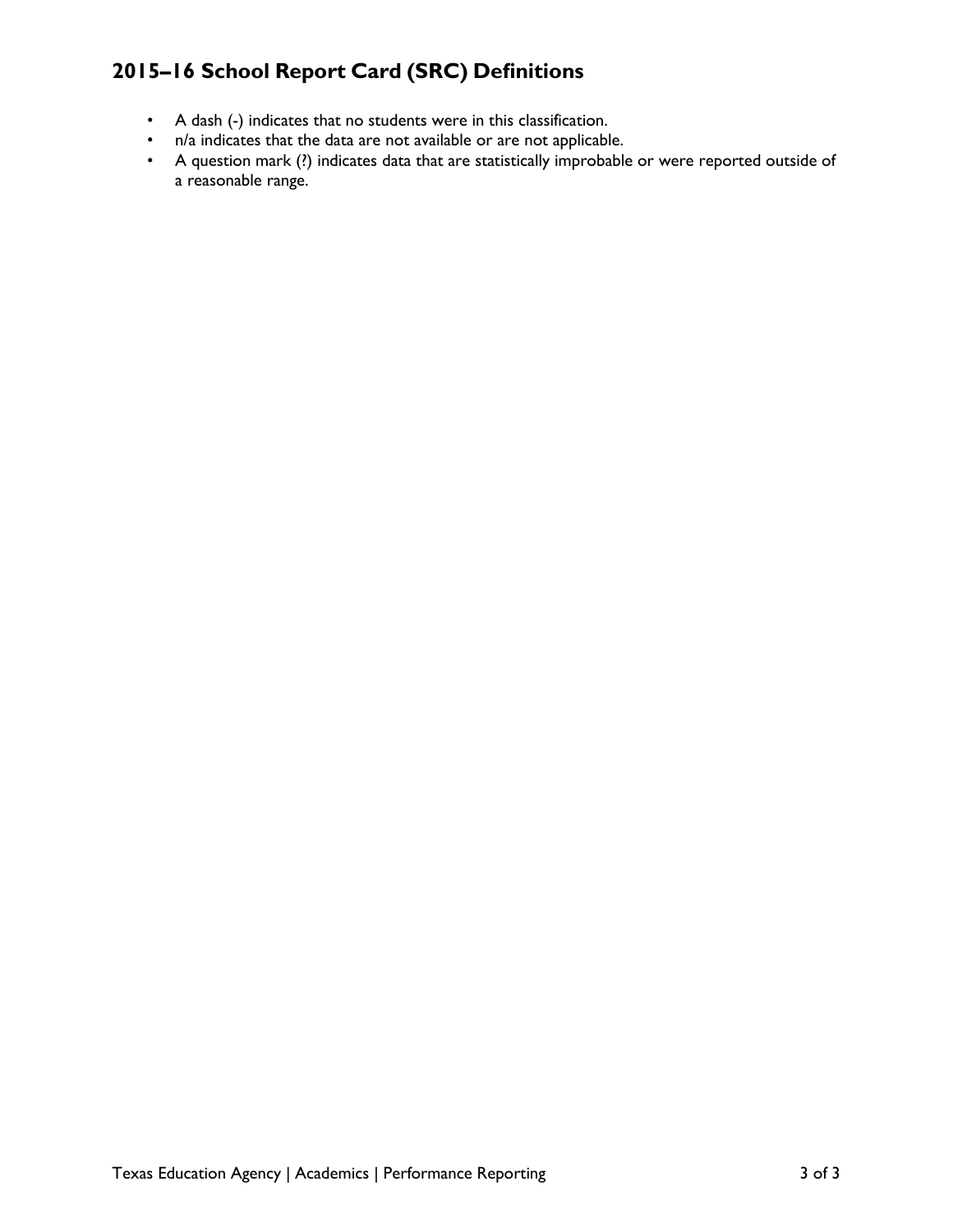## 2015–16 School Report Card (SRC) Definitions

- A dash (-) indicates that no students were in this classification.
- n/a indicates that the data are not available or are not applicable.
- A question mark (?) indicates data that are statistically improbable or were reported outside of a reasonable range.